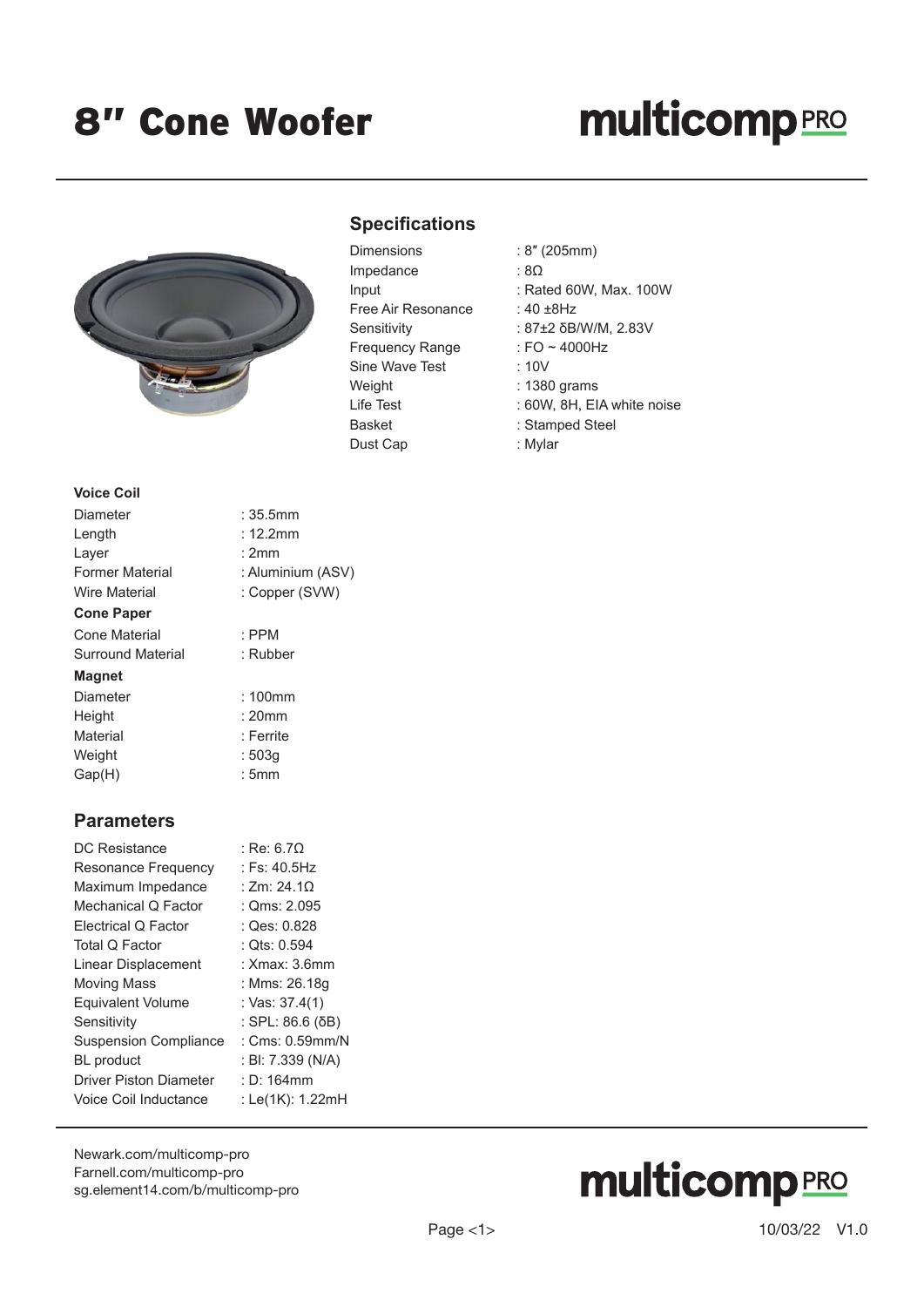# 8" Cone Woofer

**multicomp PRO**

## Specifications

| | |
|---|---|
| Dimensions | : 8" (205mm) |
| Impedance | : 8Ω |
| Input | : Rated 60W, Max. 100W |
| Free Air Resonance | : 40 ±8Hz |
| Sensitivity | : 87±2 δB/W/M, 2.83V |
| Frequency Range | : FO ~ 4000Hz |
| Sine Wave Test | : 10V |
| Weight | : 1380 grams |
| Life Test | : 60W, 8H, EIA white noise |
| Basket | : Stamped Steel |
| Dust Cap | : Mylar |

**Voice Coil**

| | |
|---|---|
| Diameter | : 35.5mm |
| Length | : 12.2mm |
| Layer | : 2mm |
| Former Material | : Aluminium (ASV) |
| Wire Material | : Copper (SVW) |

**Cone Paper**

| | |
|---|---|
| Cone Material | : PPM |
| Surround Material | : Rubber |

**Magnet**

| | |
|---|---|
| Diameter | : 100mm |
| Height | : 20mm |
| Material | : Ferrite |
| Weight | : 503g |
| Gap(H) | : 5mm |

## Parameters

| | |
|---|---|
| DC Resistance | : Re: 6.7Ω |
| Resonance Frequency | : Fs: 40.5Hz |
| Maximum Impedance | : Zm: 24.1Ω |
| Mechanical Q Factor | : Qms: 2.095 |
| Electrical Q Factor | : Qes: 0.828 |
| Total Q Factor | : Qts: 0.594 |
| Linear Displacement | : Xmax: 3.6mm |
| Moving Mass | : Mms: 26.18g |
| Equivalent Volume | : Vas: 37.4(1) |
| Sensitivity | : SPL: 86.6 (δB) |
| Suspension Compliance | : Cms: 0.59mm/N |
| BL product | : Bl: 7.339 (N/A) |
| Driver Piston Diameter | : D: 164mm |
| Voice Coil Inductance | : Le(1K): 1.22mH |

Newark.com/multicomp-pro
Farnell.com/multicomp-pro
sg.element14.com/b/multicomp-pro

10/03/22 V1.0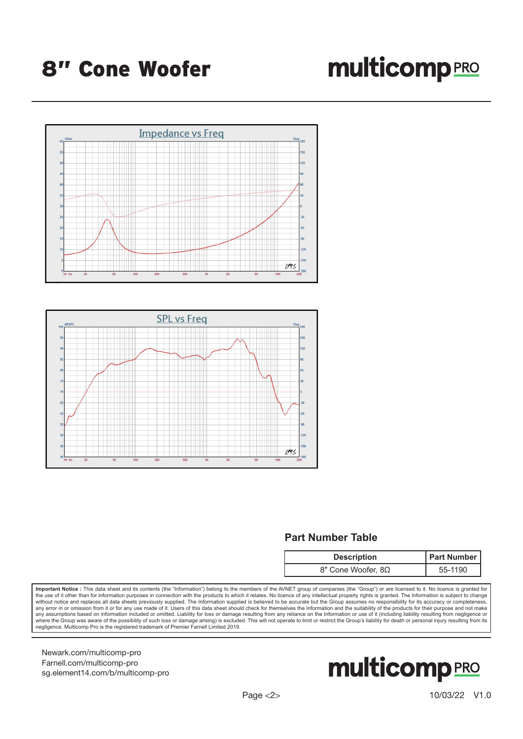# 8″ Cone Woofer

Impedance vs Freq

Ohm

60
55
50
45
40
35
30
25
20
15
10
5
0

Deg

180
150
120
90
60
30
0
-30
-60
-90
-120
-150
-180

10 Hz 20 50 100 200 500 1K 2K 5K 10K 20K

LMS

SPL vs Freq

dBSPL

100
95
90
85
80
75
70
65
60
55
50
45
40

Deg

180
150
120
90
60
30
0
-30
-60
-90
-120
-150
-180

10 Hz 20 50 100 200 500 1K 2K 5K 10K 20K

LMS

## Part Number Table

| Description | Part Number |
|---|---|
| 8″ Cone Woofer, 8Ω | 55-1190 |

**Important Notice :** This data sheet and its contents (the "Information") belong to the members of the AVNET group of companies (the "Group") or are licensed to it. No licence is granted for the use of it other than for information purposes in connection with the products to which it relates. No licence of any intellectual property rights is granted. The Information is subject to change without notice and replaces all data sheets previously supplied. The Information supplied is believed to be accurate but the Group assumes no responsibility for its accuracy or completeness, any error in or omission from it or for any use made of it. Users of this data sheet should check for themselves the Information and the suitability of the products for their purpose and not make any assumptions based on information included or omitted. Liability for loss or damage resulting from any reliance on the Information or use of it (including liability resulting from negligence or where the Group was aware of the possibility of such loss or damage arising) is excluded. This will not operate to limit or restrict the Group's liability for death or personal injury resulting from its negligence. Multicomp Pro is the registered trademark of Premier Farnell Limited 2019.

Newark.com/multicomp-pro
Farnell.com/multicomp-pro
sg.element14.com/b/multicomp-pro

10/03/22 V1.0